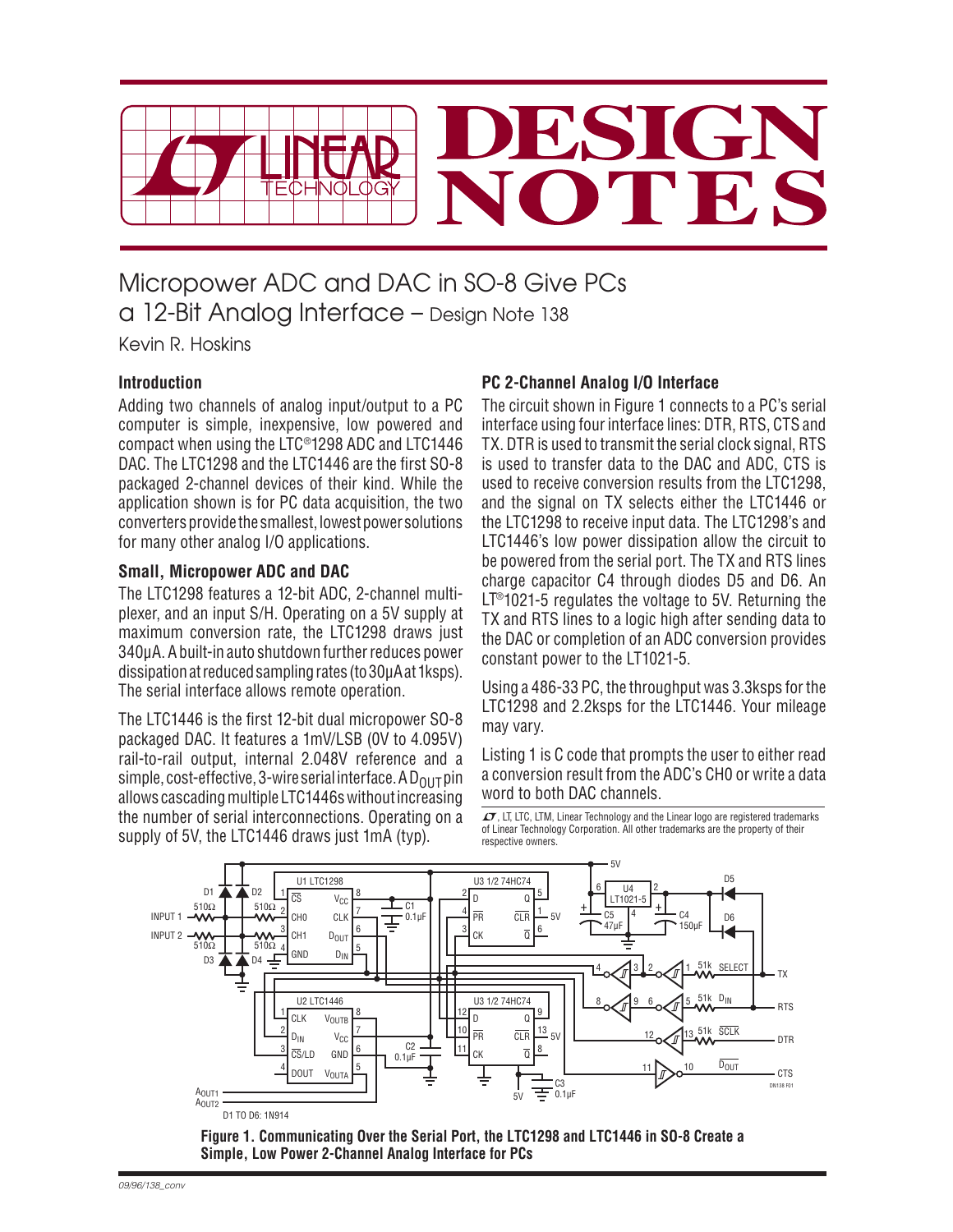# Micropower ADC and DAC in SO-8 Give PCs a 12-Bit Analog Interface – Design Note 138

Kevin R. Hoskins

## Introduction

Adding two channels of analog input/output to a PC computer is simple, inexpensive, low powered and compact when using the LTC®1298 ADC and LTC1446 DAC. The LTC1298 and the LTC1446 are the first SO-8 packaged 2-channel devices of their kind. While the application shown is for PC data acquisition, the two converters provide the smallest, lowest power solutions for many other analog I/O applications.

## Small, Micropower ADC and DAC

The LTC1298 features a 12-bit ADC, 2-channel multiplexer, and an input S/H. Operating on a 5V supply at maximum conversion rate, the LTC1298 draws just 340µA. A built-in auto shutdown further reduces power dissipation at reduced sampling rates (to 30µA at 1ksps). The serial interface allows remote operation.

The LTC1446 is the first 12-bit dual micropower SO-8 packaged DAC. It features a 1mV/LSB (0V to 4.095V) rail-to-rail output, internal 2.048V reference and a simple, cost-effective, 3-wire serial interface. A $D_{OUT}$ pin allows cascading multiple LTC1446s without increasing the number of serial interconnections. Operating on a supply of 5V, the LTC1446 draws just 1mA (typ).

## PC 2-Channel Analog I/O Interface

The circuit shown in Figure 1 connects to a PC's serial interface using four interface lines: DTR, RTS, CTS and TX. DTR is used to transmit the serial clock signal, RTS is used to transfer data to the DAC and ADC, CTS is used to receive conversion results from the LTC1298, and the signal on TX selects either the LTC1446 or the LTC1298 to receive input data. The LTC1298's and LTC1446's low power dissipation allow the circuit to be powered from the serial port. The TX and RTS lines charge capacitor C4 through diodes D5 and D6. An LT®1021-5 regulates the voltage to 5V. Returning the TX and RTS lines to a logic high after sending data to the DAC or completion of an ADC conversion provides constant power to the LT1021-5.

Using a 486-33 PC, the throughput was 3.3ksps for the LTC1298 and 2.2ksps for the LTC1446. Your mileage may vary.

Listing 1 is C code that prompts the user to either read a conversion result from the ADC's CH0 or write a data word to both DAC channels.

LT, LTC, LTM, Linear Technology and the Linear logo are registered trademarks of Linear Technology Corporation. All other trademarks are the property of their respective owners.

**Figure 1. Communicating Over the Serial Port, the LTC1298 and LTC1446 in SO-8 Create a Simple, Low Power 2-Channel Analog Interface for PCs**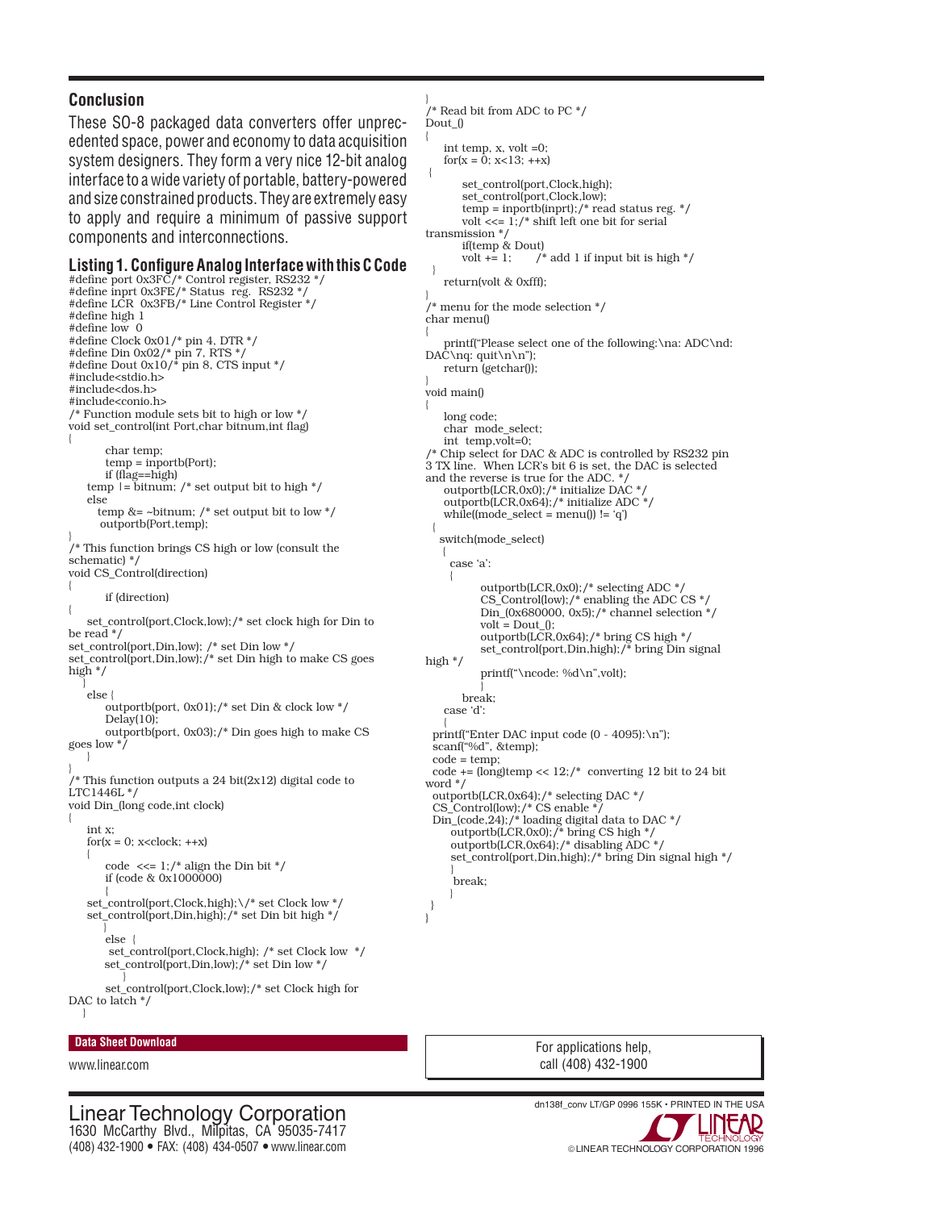## Conclusion

These SO-8 packaged data converters offer unprecedented space, power and economy to data acquisition system designers. They form a very nice 12-bit analog interface to a wide variety of portable, battery-powered and size constrained products. They are extremely easy to apply and require a minimum of passive support components and interconnections.

## Listing 1. Configure Analog Interface with this C Code

```
#define port 0x3FC/* Control register, RS232 */
#define inprt 0x3FE/* Status  reg.  RS232 */
#define LCR  0x3FB/* Line Control Register */
#define high 1
#define low  0
#define Clock 0x01/* pin 4, DTR */
#define Din 0x02/* pin 7, RTS */
#define Dout 0x10/* pin 8, CTS input */
#include<stdio.h>
#include<dos.h>
#include<conio.h>
/* Function module sets bit to high or low */
void set_control(int Port,char bitnum,int flag)
{
        char temp;
        temp = inportb(Port);
        if (flag==high)
    temp |= bitnum; /* set output bit to high */
    else
      temp &= ~bitnum; /* set output bit to low */
       outportb(Port,temp);
}
/* This function brings CS high or low (consult the
schematic) */
void CS_Control(direction)
{
        if (direction)
{
    set_control(port,Clock,low);/* set clock high for Din to
be read */
set_control(port,Din,low); /* set Din low */
set_control(port,Din,low);/* set Din high to make CS goes
high */
   }
    else {
        outportb(port, 0x01);/* set Din & clock low */
        Delay(10);
        outportb(port, 0x03);/* Din goes high to make CS
goes low */
     }
}
/* This function outputs a 24 bit(2x12) digital code to
LTC1446L */
void Din_(long code,int clock)
{
    int x;
    for(x = 0; x<clock; ++x)
    {
        code  <<= 1;/* align the Din bit */
        if (code & 0x1000000)
        {
    set_control(port,Clock,high);\/* set Clock low */
    set_control(port,Din,high);/* set Din bit high */
        }
        else  {
         set_control(port,Clock,high); /* set Clock low  */
        set_control(port,Din,low);/* set Din low */
            }
        set_control(port,Clock,low);/* set Clock high for
DAC to latch */
   }
}
/* Read bit from ADC to PC */
Dout_()
{
    int temp, x, volt =0;
    for(x = 0; x<13; ++x)
 {
        set_control(port,Clock,high);
        set_control(port,Clock,low);
        temp = inportb(inprt);/* read status reg. */
        volt <<= 1;/* shift left one bit for serial
transmission */
        if(temp & Dout)
        volt += 1;       /* add 1 if input bit is high */
  }
    return(volt & 0xfff);
}
/* menu for the mode selection */
char menu()
{
    printf("Please select one of the following:\na: ADC\nd:
DAC\nq: quit\n\n");
    return (getchar());
}
void main()
{
    long code;
    char  mode_select;
    int  temp,volt=0;
/* Chip select for DAC & ADC is controlled by RS232 pin
3 TX line.  When LCR's bit 6 is set, the DAC is selected
and the reverse is true for the ADC. */
    outportb(LCR,0x0);/* initialize DAC */
    outportb(LCR,0x64);/* initialize ADC */
    while((mode_select = menu()) != 'q')
  {
   switch(mode_select)
    {
     case 'a':
     {
            outportb(LCR,0x0);/* selecting ADC */
            CS_Control(low);/* enabling the ADC CS */
            Din_(0x680000, 0x5);/* channel selection */
            volt = Dout_();
            outportb(LCR,0x64);/* bring CS high */
            set_control(port,Din,high);/* bring Din signal
high */
            printf("\ncode: %d\n",volt);
            }
        break;
    case 'd':
    {
  printf("Enter DAC input code (0 - 4095):\n");
  scanf("%d", &temp);
  code = temp;
  code += (long)temp << 12;/*  converting 12 bit to 24 bit
word */
  outportb(LCR,0x64);/* selecting DAC */
  CS_Control(low);/* CS enable */
  Din_(code,24);/* loading digital data to DAC */
     outportb(LCR,0x0);/* bring CS high */
     outportb(LCR,0x64);/* disabling ADC */
     set_control(port,Din,high);/* bring Din signal high */
     }
      break;
     }
 }
}
```

**Data Sheet Download**

www.linear.com

For applications help,
call (408) 432-1900

dn138f_conv LT/GP 0996 155K • PRINTED IN THE USA

Linear Technology Corporation
1630 McCarthy Blvd., Milpitas, CA 95035-7417
(408) 432-1900 • FAX: (408) 434-0507 • www.linear.com

© LINEAR TECHNOLOGY CORPORATION 1996